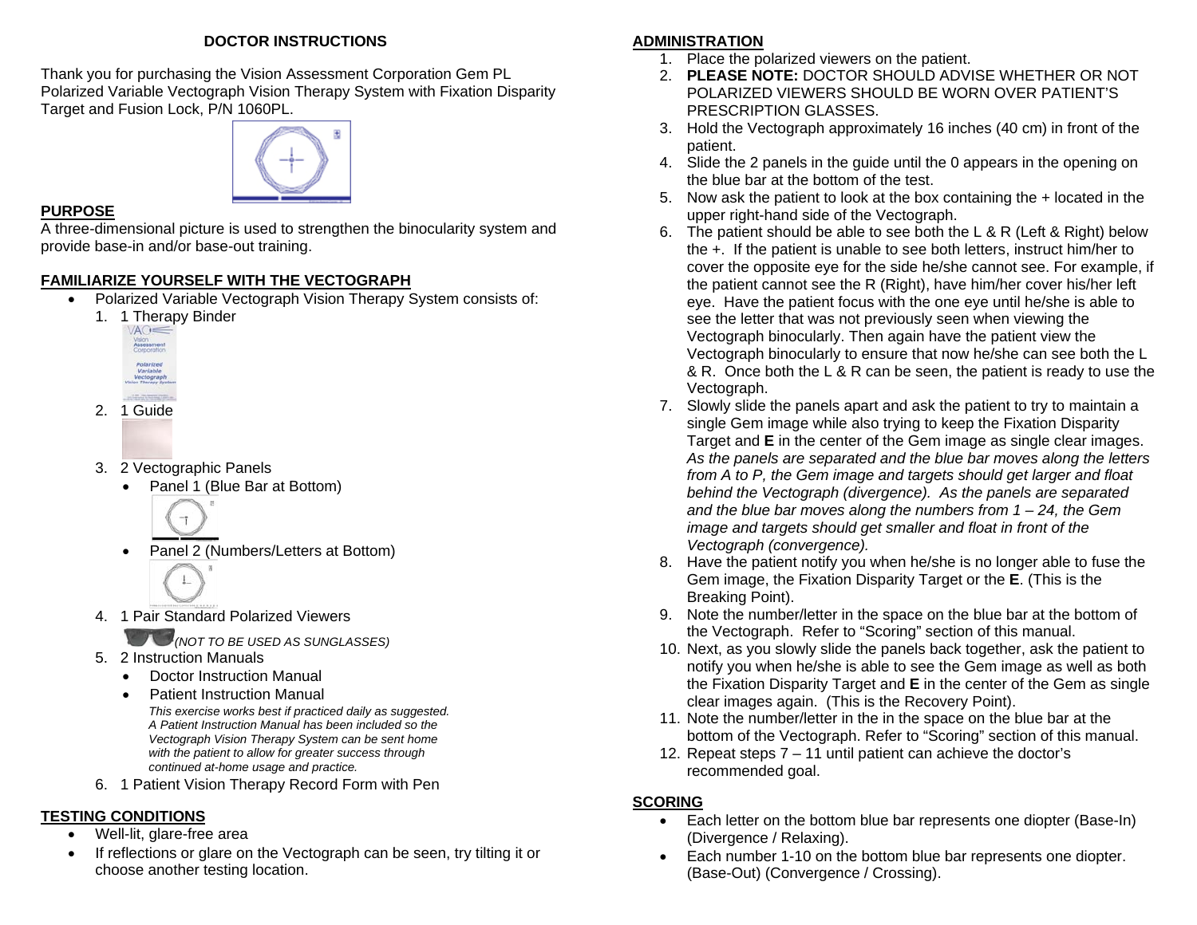## DOCTOR INSTRUCTIONS

Thank you for purchasing the Vision Assessment Corporation Gem PL Polarized Variable Vectograph Vision Therapy System with Fixation Disparity Target and Fusion Lock, P/N 1060PL.

## PURPOSE

A three-dimensional picture is used to strengthen the binocularity system and provide base-in and/or base-out training.

## FAMILIARIZE YOURSELF WITH THE VECTOGRAPH

- Polarized Variable Vectograph Vision Therapy System consists of:
  1. 1 Therapy Binder
  2. 1 Guide
  3. 2 Vectographic Panels
     - Panel 1 (Blue Bar at Bottom)
     - Panel 2 (Numbers/Letters at Bottom)
  4. 1 Pair Standard Polarized Viewers *(NOT TO BE USED AS SUNGLASSES)*
  5. 2 Instruction Manuals
     - Doctor Instruction Manual
     - Patient Instruction Manual

     *This exercise works best if practiced daily as suggested. A Patient Instruction Manual has been included so the Vectograph Vision Therapy System can be sent home with the patient to allow for greater success through continued at-home usage and practice.*
  6. 1 Patient Vision Therapy Record Form with Pen

## TESTING CONDITIONS

- Well-lit, glare-free area
- If reflections or glare on the Vectograph can be seen, try tilting it or choose another testing location.

## ADMINISTRATION

1. Place the polarized viewers on the patient.
2. **PLEASE NOTE:** DOCTOR SHOULD ADVISE WHETHER OR NOT POLARIZED VIEWERS SHOULD BE WORN OVER PATIENT'S PRESCRIPTION GLASSES.
3. Hold the Vectograph approximately 16 inches (40 cm) in front of the patient.
4. Slide the 2 panels in the guide until the 0 appears in the opening on the blue bar at the bottom of the test.
5. Now ask the patient to look at the box containing the + located in the upper right-hand side of the Vectograph.
6. The patient should be able to see both the L & R (Left & Right) below the +. If the patient is unable to see both letters, instruct him/her to cover the opposite eye for the side he/she cannot see. For example, if the patient cannot see the R (Right), have him/her cover his/her left eye. Have the patient focus with the one eye until he/she is able to see the letter that was not previously seen when viewing the Vectograph binocularly. Then again have the patient view the Vectograph binocularly to ensure that now he/she can see both the L & R. Once both the L & R can be seen, the patient is ready to use the Vectograph.
7. Slowly slide the panels apart and ask the patient to try to maintain a single Gem image while also trying to keep the Fixation Disparity Target and **E** in the center of the Gem image as single clear images. *As the panels are separated and the blue bar moves along the letters from A to P, the Gem image and targets should get larger and float behind the Vectograph (divergence). As the panels are separated and the blue bar moves along the numbers from 1 – 24, the Gem image and targets should get smaller and float in front of the Vectograph (convergence).*
8. Have the patient notify you when he/she is no longer able to fuse the Gem image, the Fixation Disparity Target or the **E**. (This is the Breaking Point).
9. Note the number/letter in the space on the blue bar at the bottom of the Vectograph. Refer to "Scoring" section of this manual.
10. Next, as you slowly slide the panels back together, ask the patient to notify you when he/she is able to see the Gem image as well as both the Fixation Disparity Target and **E** in the center of the Gem as single clear images again. (This is the Recovery Point).
11. Note the number/letter in the in the space on the blue bar at the bottom of the Vectograph. Refer to "Scoring" section of this manual.
12. Repeat steps 7 – 11 until patient can achieve the doctor's recommended goal.

## SCORING

- Each letter on the bottom blue bar represents one diopter (Base-In) (Divergence / Relaxing).
- Each number 1-10 on the bottom blue bar represents one diopter. (Base-Out) (Convergence / Crossing).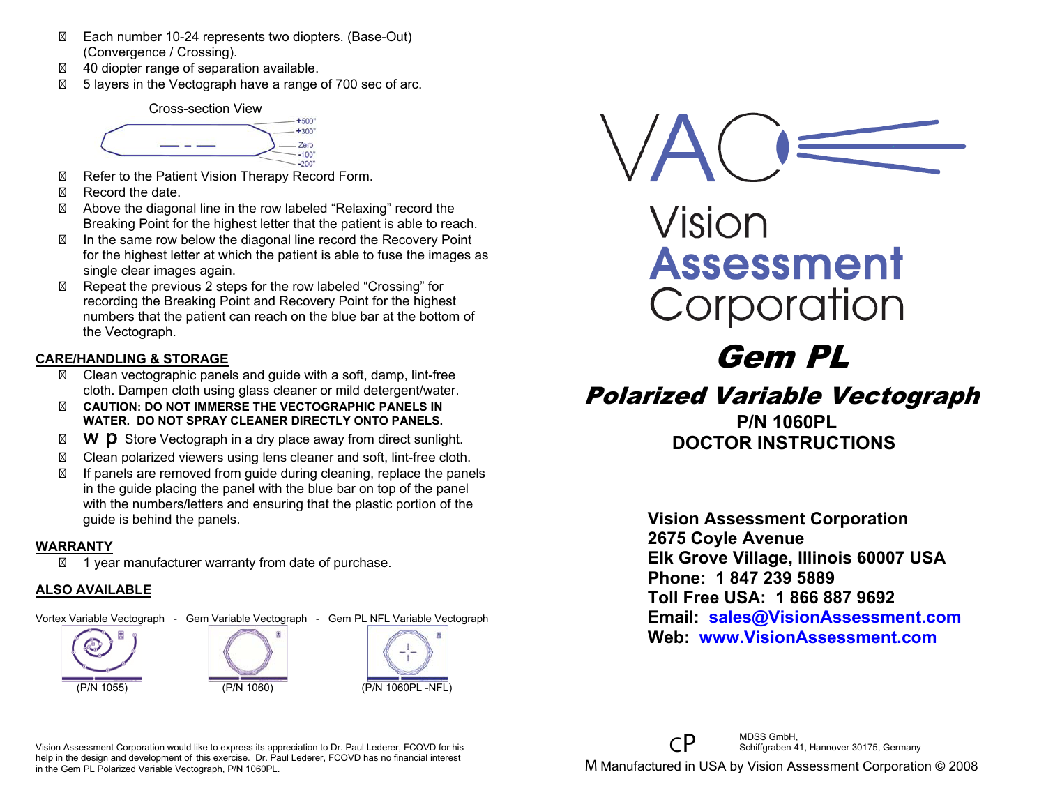- Each number 10-24 represents two diopters. (Base-Out) (Convergence / Crossing).
- 40 diopter range of separation available.
- 5 layers in the Vectograph have a range of 700 sec of arc.

Cross-section View

+500"
+300"
Zero
-100"
-200"

- Refer to the Patient Vision Therapy Record Form.
- Record the date.
- Above the diagonal line in the row labeled "Relaxing" record the Breaking Point for the highest letter that the patient is able to reach.
- In the same row below the diagonal line record the Recovery Point for the highest letter at which the patient is able to fuse the images as single clear images again.
- Repeat the previous 2 steps for the row labeled "Crossing" for recording the Breaking Point and Recovery Point for the highest numbers that the patient can reach on the blue bar at the bottom of the Vectograph.

## CARE/HANDLING & STORAGE

- Clean vectographic panels and guide with a soft, damp, lint-free cloth. Dampen cloth using glass cleaner or mild detergent/water.
- **CAUTION: DO NOT IMMERSE THE VECTOGRAPHIC PANELS IN WATER. DO NOT SPRAY CLEANER DIRECTLY ONTO PANELS.**
- w p Store Vectograph in a dry place away from direct sunlight.
- Clean polarized viewers using lens cleaner and soft, lint-free cloth.
- If panels are removed from guide during cleaning, replace the panels in the guide placing the panel with the blue bar on top of the panel with the numbers/letters and ensuring that the plastic portion of the guide is behind the panels.

## WARRANTY

- 1 year manufacturer warranty from date of purchase.

## ALSO AVAILABLE

Vortex Variable Vectograph - Gem Variable Vectograph - Gem PL NFL Variable Vectograph

(P/N 1055) (P/N 1060) (P/N 1060PL -NFL)

Vision Assessment Corporation would like to express its appreciation to Dr. Paul Lederer, FCOVD for his help in the design and development of this exercise. Dr. Paul Lederer, FCOVD has no financial interest in the Gem PL Polarized Variable Vectograph, P/N 1060PL.

VAC

Vision
**Assessment**
Corporation

# *Gem PL*

## *Polarized Variable Vectograph*

**P/N 1060PL**

**DOCTOR INSTRUCTIONS**

**Vision Assessment Corporation**
**2675 Coyle Avenue**
**Elk Grove Village, Illinois 60007 USA**
**Phone: 1 847 239 5889**
**Toll Free USA: 1 866 887 9692**
**Email: sales@VisionAssessment.com**
**Web: www.VisionAssessment.com**

cP MDSS GmbH,
Schiffgraben 41, Hannover 30175, Germany

M Manufactured in USA by Vision Assessment Corporation © 2008